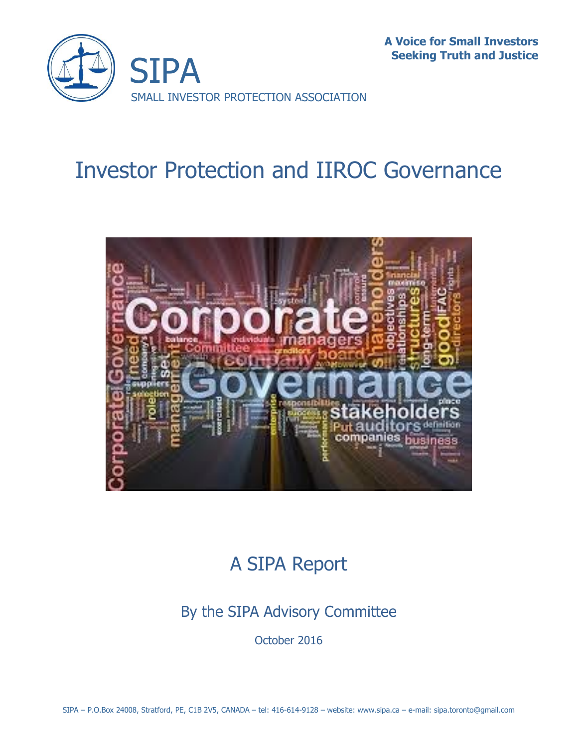SIPA

SMALL INVESTOR PROTECTION ASSOCIATION

**A Voice for Small Investors**
**Seeking Truth and Justice**

# Investor Protection and IIROC Governance

## A SIPA Report

### By the SIPA Advisory Committee

October 2016

SIPA – P.O.Box 24008, Stratford, PE, C1B 2V5, CANADA – tel: 416-614-9128 – website: www.sipa.ca – e-mail: sipa.toronto@gmail.com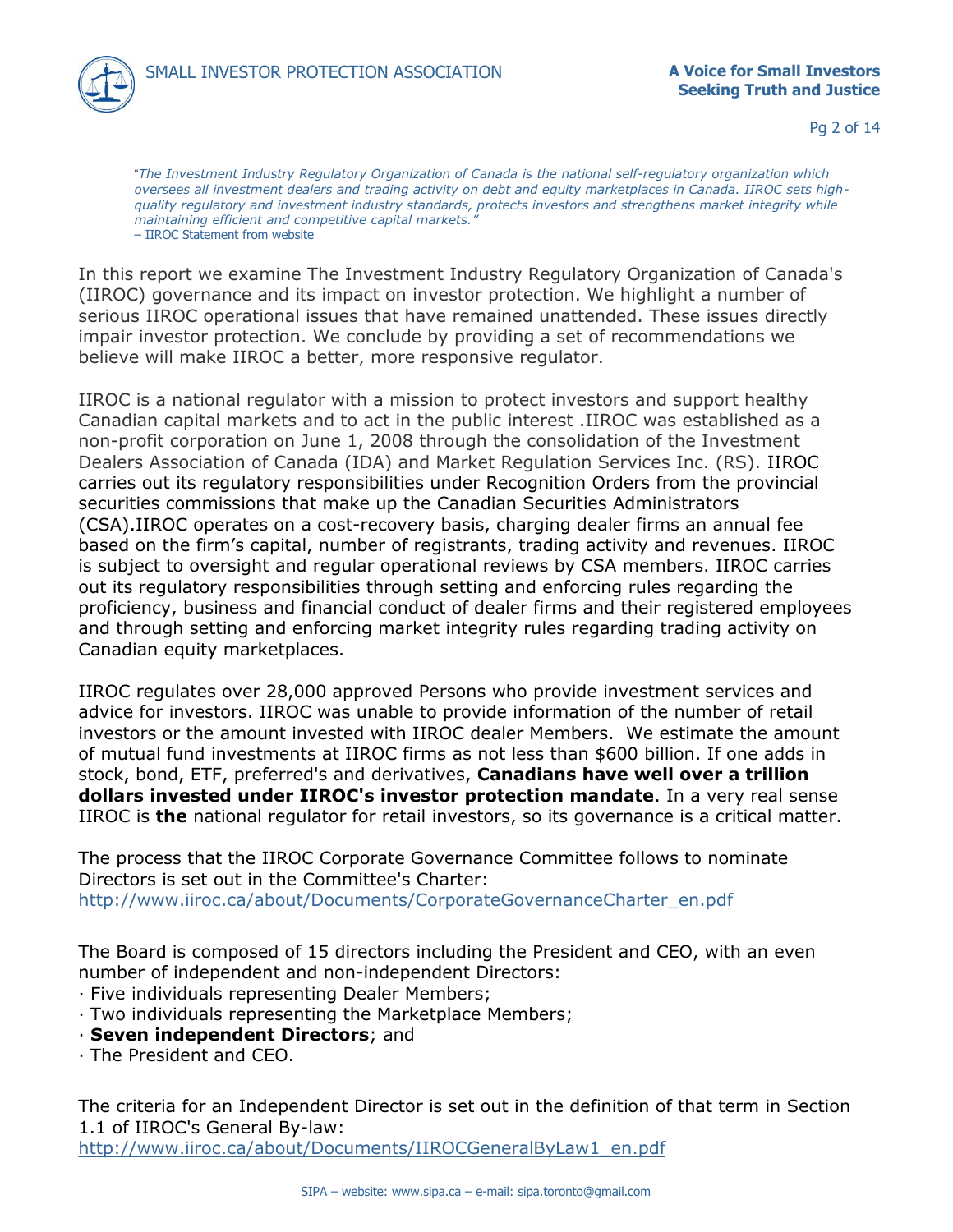"*The Investment Industry Regulatory Organization of Canada is the national self-regulatory organization which oversees all investment dealers and trading activity on debt and equity marketplaces in Canada. IIROC sets high-quality regulatory and investment industry standards, protects investors and strengthens market integrity while maintaining efficient and competitive capital markets.*"
– IIROC Statement from website

In this report we examine The Investment Industry Regulatory Organization of Canada's (IIROC) governance and its impact on investor protection. We highlight a number of serious IIROC operational issues that have remained unattended. These issues directly impair investor protection. We conclude by providing a set of recommendations we believe will make IIROC a better, more responsive regulator.

IIROC is a national regulator with a mission to protect investors and support healthy Canadian capital markets and to act in the public interest .IIROC was established as a non-profit corporation on June 1, 2008 through the consolidation of the Investment Dealers Association of Canada (IDA) and Market Regulation Services Inc. (RS). IIROC carries out its regulatory responsibilities under Recognition Orders from the provincial securities commissions that make up the Canadian Securities Administrators (CSA).IIROC operates on a cost-recovery basis, charging dealer firms an annual fee based on the firm's capital, number of registrants, trading activity and revenues. IIROC is subject to oversight and regular operational reviews by CSA members. IIROC carries out its regulatory responsibilities through setting and enforcing rules regarding the proficiency, business and financial conduct of dealer firms and their registered employees and through setting and enforcing market integrity rules regarding trading activity on Canadian equity marketplaces.

IIROC regulates over 28,000 approved Persons who provide investment services and advice for investors. IIROC was unable to provide information of the number of retail investors or the amount invested with IIROC dealer Members. We estimate the amount of mutual fund investments at IIROC firms as not less than $600 billion. If one adds in stock, bond, ETF, preferred's and derivatives, **Canadians have well over a trillion dollars invested under IIROC's investor protection mandate**. In a very real sense IIROC is **the** national regulator for retail investors, so its governance is a critical matter.

The process that the IIROC Corporate Governance Committee follows to nominate Directors is set out in the Committee's Charter:
http://www.iiroc.ca/about/Documents/CorporateGovernanceCharter_en.pdf

The Board is composed of 15 directors including the President and CEO, with an even number of independent and non-independent Directors:

- Five individuals representing Dealer Members;
- Two individuals representing the Marketplace Members;
- **Seven independent Directors**; and
- The President and CEO.

The criteria for an Independent Director is set out in the definition of that term in Section 1.1 of IIROC's General By-law:
http://www.iiroc.ca/about/Documents/IIROCGeneralByLaw1_en.pdf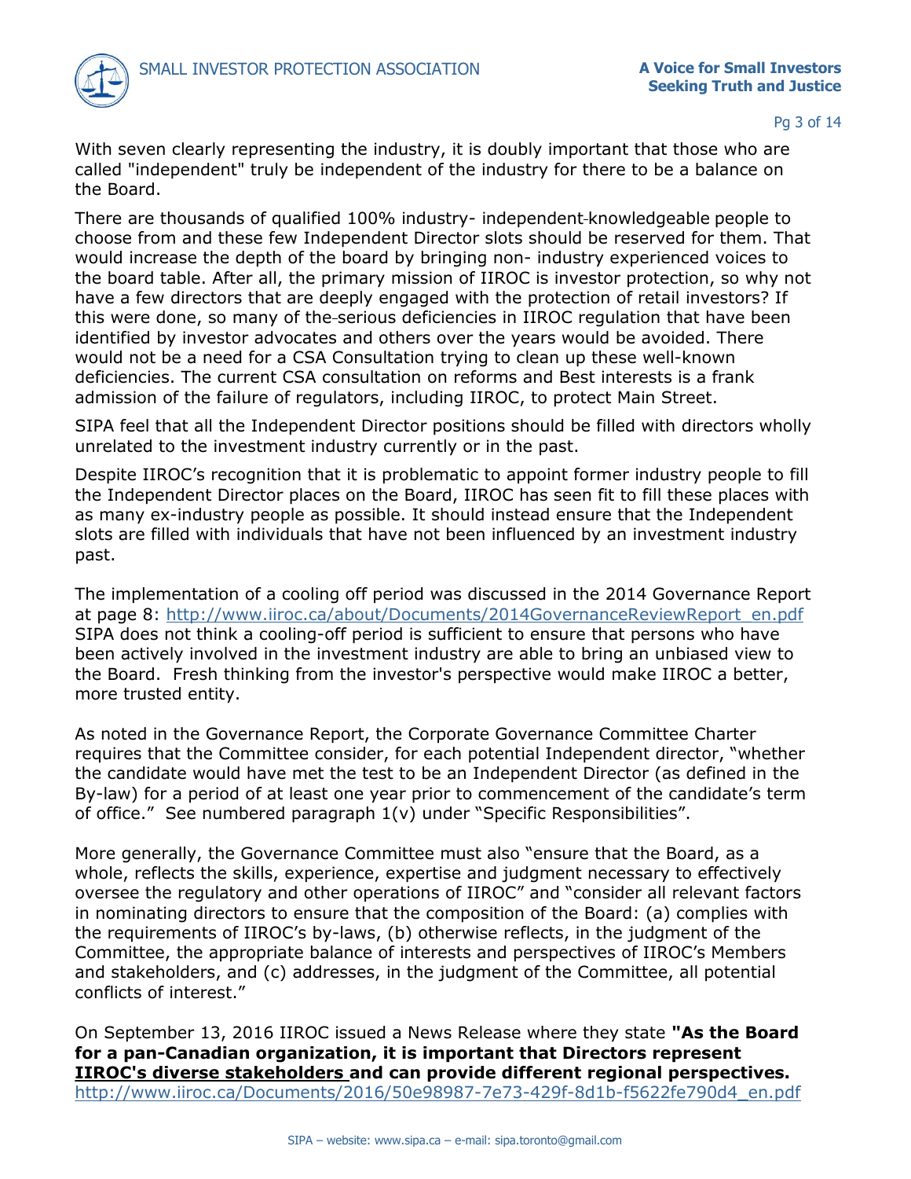With seven clearly representing the industry, it is doubly important that those who are called "independent" truly be independent of the industry for there to be a balance on the Board.

There are thousands of qualified 100% industry- independent knowledgeable people to choose from and these few Independent Director slots should be reserved for them. That would increase the depth of the board by bringing non- industry experienced voices to the board table. After all, the primary mission of IIROC is investor protection, so why not have a few directors that are deeply engaged with the protection of retail investors? If this were done, so many of the serious deficiencies in IIROC regulation that have been identified by investor advocates and others over the years would be avoided. There would not be a need for a CSA Consultation trying to clean up these well-known deficiencies. The current CSA consultation on reforms and Best interests is a frank admission of the failure of regulators, including IIROC, to protect Main Street.

SIPA feel that all the Independent Director positions should be filled with directors wholly unrelated to the investment industry currently or in the past.

Despite IIROC's recognition that it is problematic to appoint former industry people to fill the Independent Director places on the Board, IIROC has seen fit to fill these places with as many ex-industry people as possible. It should instead ensure that the Independent slots are filled with individuals that have not been influenced by an investment industry past.

The implementation of a cooling off period was discussed in the 2014 Governance Report at page 8: http://www.iiroc.ca/about/Documents/2014GovernanceReviewReport_en.pdf SIPA does not think a cooling-off period is sufficient to ensure that persons who have been actively involved in the investment industry are able to bring an unbiased view to the Board. Fresh thinking from the investor's perspective would make IIROC a better, more trusted entity.

As noted in the Governance Report, the Corporate Governance Committee Charter requires that the Committee consider, for each potential Independent director, "whether the candidate would have met the test to be an Independent Director (as defined in the By-law) for a period of at least one year prior to commencement of the candidate's term of office." See numbered paragraph 1(v) under "Specific Responsibilities".

More generally, the Governance Committee must also "ensure that the Board, as a whole, reflects the skills, experience, expertise and judgment necessary to effectively oversee the regulatory and other operations of IIROC" and "consider all relevant factors in nominating directors to ensure that the composition of the Board: (a) complies with the requirements of IIROC's by-laws, (b) otherwise reflects, in the judgment of the Committee, the appropriate balance of interests and perspectives of IIROC's Members and stakeholders, and (c) addresses, in the judgment of the Committee, all potential conflicts of interest."

On September 13, 2016 IIROC issued a News Release where they state **"As the Board for a pan-Canadian organization, it is important that Directors represent <u>IIROC's diverse stakeholders</u> and can provide different regional perspectives.**
http://www.iiroc.ca/Documents/2016/50e98987-7e73-429f-8d1b-f5622fe790d4_en.pdf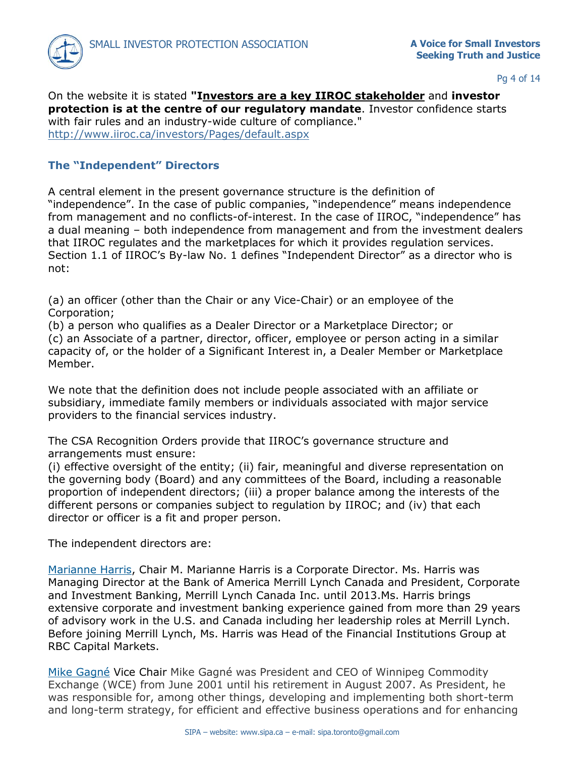On the website it is stated **"Investors are a key IIROC stakeholder** and **investor protection is at the centre of our regulatory mandate**. Investor confidence starts with fair rules and an industry-wide culture of compliance." http://www.iiroc.ca/investors/Pages/default.aspx

## The "Independent" Directors

A central element in the present governance structure is the definition of "independence". In the case of public companies, "independence" means independence from management and no conflicts-of-interest. In the case of IIROC, "independence" has a dual meaning – both independence from management and from the investment dealers that IIROC regulates and the marketplaces for which it provides regulation services. Section 1.1 of IIROC's By-law No. 1 defines "Independent Director" as a director who is not:

(a) an officer (other than the Chair or any Vice-Chair) or an employee of the Corporation;
(b) a person who qualifies as a Dealer Director or a Marketplace Director; or
(c) an Associate of a partner, director, officer, employee or person acting in a similar capacity of, or the holder of a Significant Interest in, a Dealer Member or Marketplace Member.

We note that the definition does not include people associated with an affiliate or subsidiary, immediate family members or individuals associated with major service providers to the financial services industry.

The CSA Recognition Orders provide that IIROC's governance structure and arrangements must ensure:
(i) effective oversight of the entity; (ii) fair, meaningful and diverse representation on the governing body (Board) and any committees of the Board, including a reasonable proportion of independent directors; (iii) a proper balance among the interests of the different persons or companies subject to regulation by IIROC; and (iv) that each director or officer is a fit and proper person.

The independent directors are:

Marianne Harris, Chair M. Marianne Harris is a Corporate Director. Ms. Harris was Managing Director at the Bank of America Merrill Lynch Canada and President, Corporate and Investment Banking, Merrill Lynch Canada Inc. until 2013.Ms. Harris brings extensive corporate and investment banking experience gained from more than 29 years of advisory work in the U.S. and Canada including her leadership roles at Merrill Lynch. Before joining Merrill Lynch, Ms. Harris was Head of the Financial Institutions Group at RBC Capital Markets.

Mike Gagné Vice Chair Mike Gagné was President and CEO of Winnipeg Commodity Exchange (WCE) from June 2001 until his retirement in August 2007. As President, he was responsible for, among other things, developing and implementing both short-term and long-term strategy, for efficient and effective business operations and for enhancing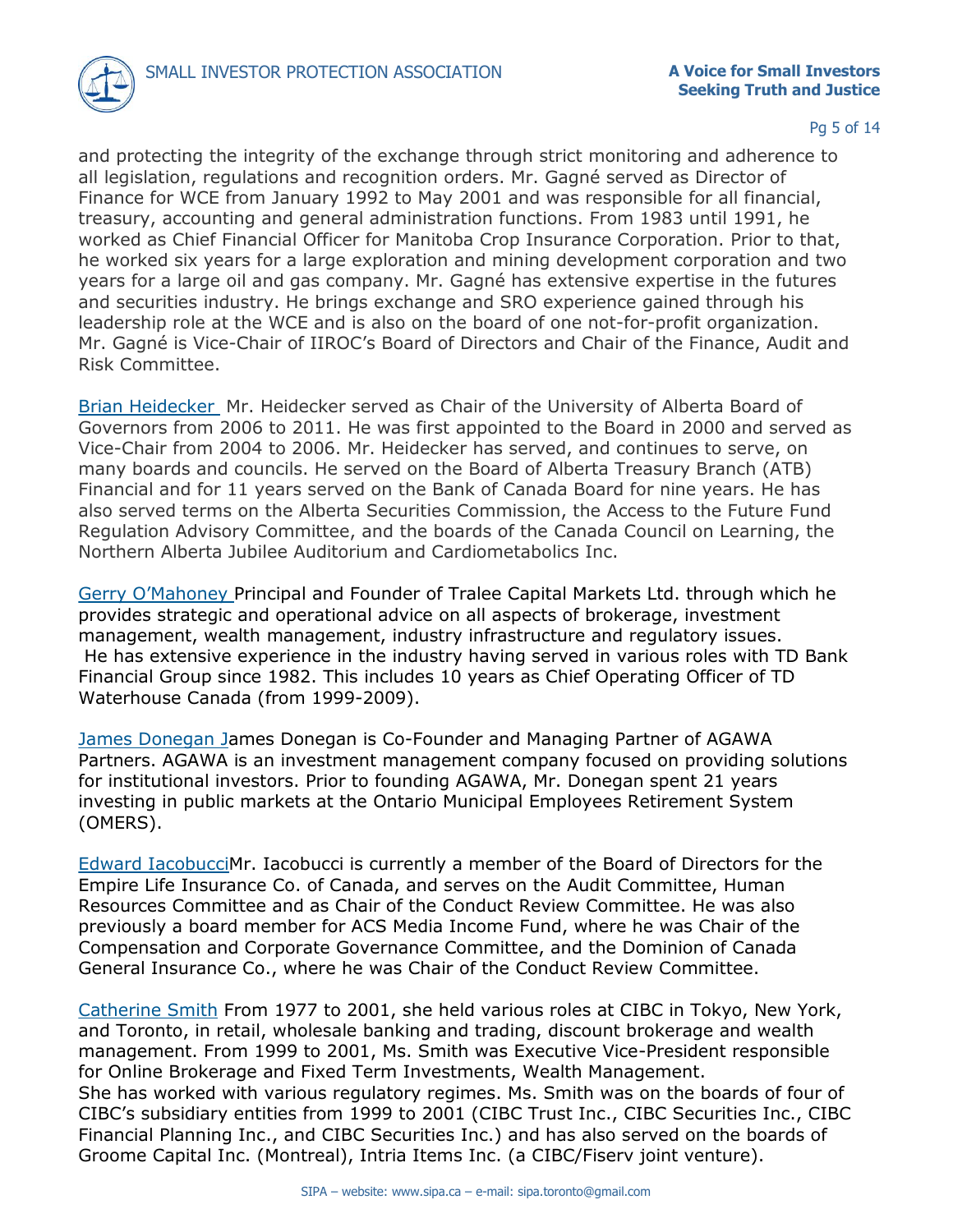and protecting the integrity of the exchange through strict monitoring and adherence to all legislation, regulations and recognition orders. Mr. Gagné served as Director of Finance for WCE from January 1992 to May 2001 and was responsible for all financial, treasury, accounting and general administration functions. From 1983 until 1991, he worked as Chief Financial Officer for Manitoba Crop Insurance Corporation. Prior to that, he worked six years for a large exploration and mining development corporation and two years for a large oil and gas company. Mr. Gagné has extensive expertise in the futures and securities industry. He brings exchange and SRO experience gained through his leadership role at the WCE and is also on the board of one not-for-profit organization. Mr. Gagné is Vice-Chair of IIROC's Board of Directors and Chair of the Finance, Audit and Risk Committee.

Brian Heidecker Mr. Heidecker served as Chair of the University of Alberta Board of Governors from 2006 to 2011. He was first appointed to the Board in 2000 and served as Vice-Chair from 2004 to 2006. Mr. Heidecker has served, and continues to serve, on many boards and councils. He served on the Board of Alberta Treasury Branch (ATB) Financial and for 11 years served on the Bank of Canada Board for nine years. He has also served terms on the Alberta Securities Commission, the Access to the Future Fund Regulation Advisory Committee, and the boards of the Canada Council on Learning, the Northern Alberta Jubilee Auditorium and Cardiometabolics Inc.

Gerry O'Mahoney Principal and Founder of Tralee Capital Markets Ltd. through which he provides strategic and operational advice on all aspects of brokerage, investment management, wealth management, industry infrastructure and regulatory issues. He has extensive experience in the industry having served in various roles with TD Bank Financial Group since 1982. This includes 10 years as Chief Operating Officer of TD Waterhouse Canada (from 1999-2009).

James Donegan James Donegan is Co-Founder and Managing Partner of AGAWA Partners. AGAWA is an investment management company focused on providing solutions for institutional investors. Prior to founding AGAWA, Mr. Donegan spent 21 years investing in public markets at the Ontario Municipal Employees Retirement System (OMERS).

Edward IacobucciMr. Iacobucci is currently a member of the Board of Directors for the Empire Life Insurance Co. of Canada, and serves on the Audit Committee, Human Resources Committee and as Chair of the Conduct Review Committee. He was also previously a board member for ACS Media Income Fund, where he was Chair of the Compensation and Corporate Governance Committee, and the Dominion of Canada General Insurance Co., where he was Chair of the Conduct Review Committee.

Catherine Smith From 1977 to 2001, she held various roles at CIBC in Tokyo, New York, and Toronto, in retail, wholesale banking and trading, discount brokerage and wealth management. From 1999 to 2001, Ms. Smith was Executive Vice-President responsible for Online Brokerage and Fixed Term Investments, Wealth Management.
She has worked with various regulatory regimes. Ms. Smith was on the boards of four of CIBC's subsidiary entities from 1999 to 2001 (CIBC Trust Inc., CIBC Securities Inc., CIBC Financial Planning Inc., and CIBC Securities Inc.) and has also served on the boards of Groome Capital Inc. (Montreal), Intria Items Inc. (a CIBC/Fiserv joint venture).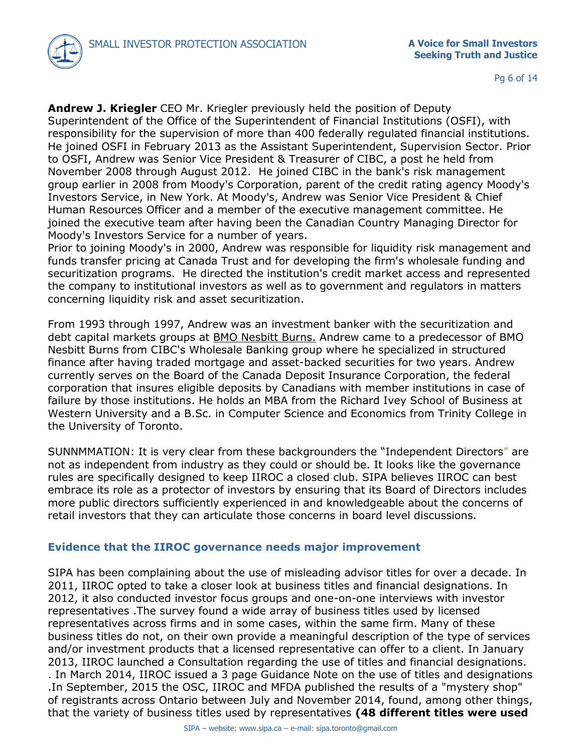**Andrew J. Kriegler** CEO Mr. Kriegler previously held the position of Deputy Superintendent of the Office of the Superintendent of Financial Institutions (OSFI), with responsibility for the supervision of more than 400 federally regulated financial institutions. He joined OSFI in February 2013 as the Assistant Superintendent, Supervision Sector. Prior to OSFI, Andrew was Senior Vice President & Treasurer of CIBC, a post he held from November 2008 through August 2012. He joined CIBC in the bank's risk management group earlier in 2008 from Moody's Corporation, parent of the credit rating agency Moody's Investors Service, in New York. At Moody's, Andrew was Senior Vice President & Chief Human Resources Officer and a member of the executive management committee. He joined the executive team after having been the Canadian Country Managing Director for Moody's Investors Service for a number of years.
Prior to joining Moody's in 2000, Andrew was responsible for liquidity risk management and funds transfer pricing at Canada Trust and for developing the firm's wholesale funding and securitization programs. He directed the institution's credit market access and represented the company to institutional investors as well as to government and regulators in matters concerning liquidity risk and asset securitization.

From 1993 through 1997, Andrew was an investment banker with the securitization and debt capital markets groups at BMO Nesbitt Burns. Andrew came to a predecessor of BMO Nesbitt Burns from CIBC's Wholesale Banking group where he specialized in structured finance after having traded mortgage and asset-backed securities for two years. Andrew currently serves on the Board of the Canada Deposit Insurance Corporation, the federal corporation that insures eligible deposits by Canadians with member institutions in case of failure by those institutions. He holds an MBA from the Richard Ivey School of Business at Western University and a B.Sc. in Computer Science and Economics from Trinity College in the University of Toronto.

SUNNMMATION: It is very clear from these backgrounders the "Independent Directors" are not as independent from industry as they could or should be. It looks like the governance rules are specifically designed to keep IIROC a closed club. SIPA believes IIROC can best embrace its role as a protector of investors by ensuring that its Board of Directors includes more public directors sufficiently experienced in and knowledgeable about the concerns of retail investors that they can articulate those concerns in board level discussions.

## Evidence that the IIROC governance needs major improvement

SIPA has been complaining about the use of misleading advisor titles for over a decade. In 2011, IIROC opted to take a closer look at business titles and financial designations. In 2012, it also conducted investor focus groups and one-on-one interviews with investor representatives .The survey found a wide array of business titles used by licensed representatives across firms and in some cases, within the same firm. Many of these business titles do not, on their own provide a meaningful description of the type of services and/or investment products that a licensed representative can offer to a client. In January 2013, IIROC launched a Consultation regarding the use of titles and financial designations. . In March 2014, IIROC issued a 3 page Guidance Note on the use of titles and designations .In September, 2015 the OSC, IIROC and MFDA published the results of a "mystery shop" of registrants across Ontario between July and November 2014, found, among other things, that the variety of business titles used by representatives **(48 different titles were used**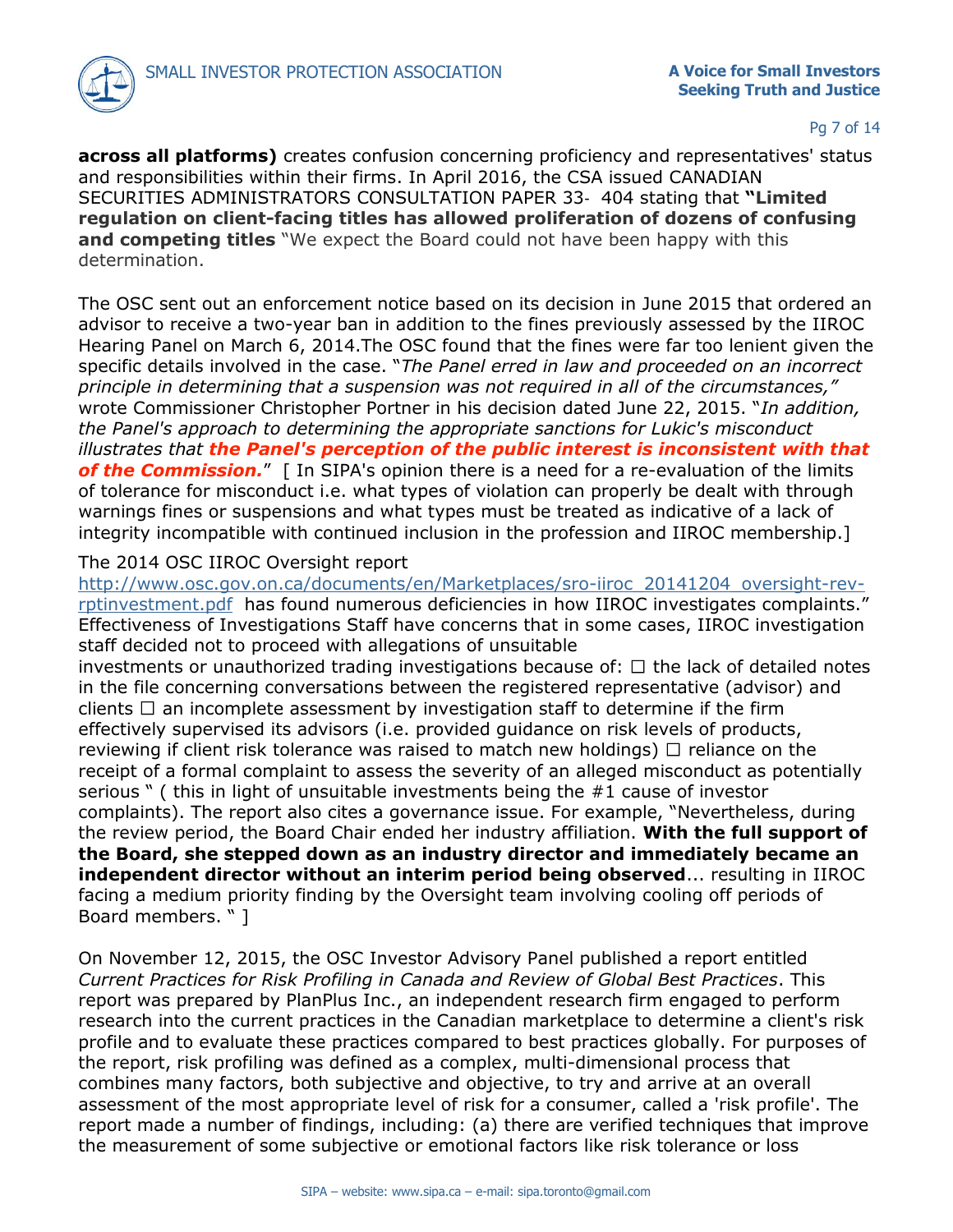**across all platforms)** creates confusion concerning proficiency and representatives' status and responsibilities within their firms. In April 2016, the CSA issued CANADIAN SECURITIES ADMINISTRATORS CONSULTATION PAPER 33- 404 stating that **"Limited regulation on client-facing titles has allowed proliferation of dozens of confusing and competing titles** "We expect the Board could not have been happy with this determination.

The OSC sent out an enforcement notice based on its decision in June 2015 that ordered an advisor to receive a two-year ban in addition to the fines previously assessed by the IIROC Hearing Panel on March 6, 2014.The OSC found that the fines were far too lenient given the specific details involved in the case. "*The Panel erred in law and proceeded on an incorrect principle in determining that a suspension was not required in all of the circumstances,"* wrote Commissioner Christopher Portner in his decision dated June 22, 2015. "*In addition, the Panel's approach to determining the appropriate sanctions for Lukic's misconduct illustrates that* ***the Panel's perception of the public interest is inconsistent with that of the Commission.***" [ In SIPA's opinion there is a need for a re-evaluation of the limits of tolerance for misconduct i.e. what types of violation can properly be dealt with through warnings fines or suspensions and what types must be treated as indicative of a lack of integrity incompatible with continued inclusion in the profession and IIROC membership.]

The 2014 OSC IIROC Oversight report http://www.osc.gov.on.ca/documents/en/Marketplaces/sro-iiroc_20141204_oversight-rev-rptinvestment.pdf has found numerous deficiencies in how IIROC investigates complaints." Effectiveness of Investigations Staff have concerns that in some cases, IIROC investigation staff decided not to proceed with allegations of unsuitable investments or unauthorized trading investigations because of: ☐ the lack of detailed notes in the file concerning conversations between the registered representative (advisor) and clients ☐ an incomplete assessment by investigation staff to determine if the firm effectively supervised its advisors (i.e. provided guidance on risk levels of products, reviewing if client risk tolerance was raised to match new holdings) ☐ reliance on the receipt of a formal complaint to assess the severity of an alleged misconduct as potentially serious " ( this in light of unsuitable investments being the #1 cause of investor complaints). The report also cites a governance issue. For example, "Nevertheless, during the review period, the Board Chair ended her industry affiliation. **With the full support of the Board, she stepped down as an industry director and immediately became an independent director without an interim period being observed**... resulting in IIROC facing a medium priority finding by the Oversight team involving cooling off periods of Board members. " ]

On November 12, 2015, the OSC Investor Advisory Panel published a report entitled *Current Practices for Risk Profiling in Canada and Review of Global Best Practices*. This report was prepared by PlanPlus Inc., an independent research firm engaged to perform research into the current practices in the Canadian marketplace to determine a client's risk profile and to evaluate these practices compared to best practices globally. For purposes of the report, risk profiling was defined as a complex, multi-dimensional process that combines many factors, both subjective and objective, to try and arrive at an overall assessment of the most appropriate level of risk for a consumer, called a 'risk profile'. The report made a number of findings, including: (a) there are verified techniques that improve the measurement of some subjective or emotional factors like risk tolerance or loss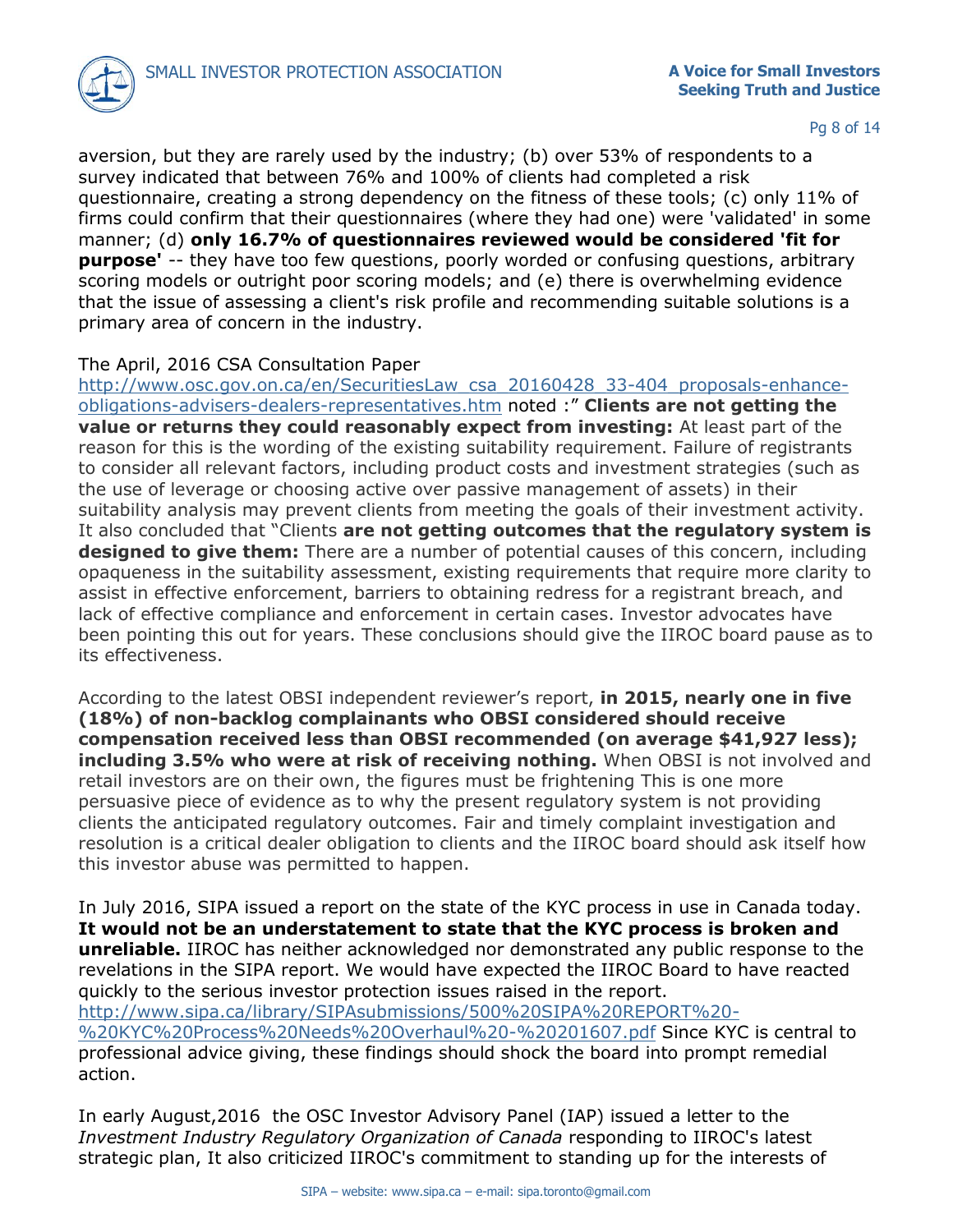aversion, but they are rarely used by the industry; (b) over 53% of respondents to a survey indicated that between 76% and 100% of clients had completed a risk questionnaire, creating a strong dependency on the fitness of these tools; (c) only 11% of firms could confirm that their questionnaires (where they had one) were 'validated' in some manner; (d) **only 16.7% of questionnaires reviewed would be considered 'fit for purpose'** -- they have too few questions, poorly worded or confusing questions, arbitrary scoring models or outright poor scoring models; and (e) there is overwhelming evidence that the issue of assessing a client's risk profile and recommending suitable solutions is a primary area of concern in the industry.

The April, 2016 CSA Consultation Paper http://www.osc.gov.on.ca/en/SecuritiesLaw_csa_20160428_33-404_proposals-enhance-obligations-advisers-dealers-representatives.htm noted :" **Clients are not getting the value or returns they could reasonably expect from investing:** At least part of the reason for this is the wording of the existing suitability requirement. Failure of registrants to consider all relevant factors, including product costs and investment strategies (such as the use of leverage or choosing active over passive management of assets) in their suitability analysis may prevent clients from meeting the goals of their investment activity. It also concluded that "Clients **are not getting outcomes that the regulatory system is designed to give them:** There are a number of potential causes of this concern, including opaqueness in the suitability assessment, existing requirements that require more clarity to assist in effective enforcement, barriers to obtaining redress for a registrant breach, and lack of effective compliance and enforcement in certain cases. Investor advocates have been pointing this out for years. These conclusions should give the IIROC board pause as to its effectiveness.

According to the latest OBSI independent reviewer's report, **in 2015, nearly one in five (18%) of non-backlog complainants who OBSI considered should receive compensation received less than OBSI recommended (on average $41,927 less); including 3.5% who were at risk of receiving nothing.** When OBSI is not involved and retail investors are on their own, the figures must be frightening This is one more persuasive piece of evidence as to why the present regulatory system is not providing clients the anticipated regulatory outcomes. Fair and timely complaint investigation and resolution is a critical dealer obligation to clients and the IIROC board should ask itself how this investor abuse was permitted to happen.

In July 2016, SIPA issued a report on the state of the KYC process in use in Canada today. **It would not be an understatement to state that the KYC process is broken and unreliable.** IIROC has neither acknowledged nor demonstrated any public response to the revelations in the SIPA report. We would have expected the IIROC Board to have reacted quickly to the serious investor protection issues raised in the report. http://www.sipa.ca/library/SIPAsubmissions/500%20SIPA%20REPORT%20-%20KYC%20Process%20Needs%20Overhaul%20-%20201607.pdf Since KYC is central to professional advice giving, these findings should shock the board into prompt remedial action.

In early August,2016 the OSC Investor Advisory Panel (IAP) issued a letter to the *Investment Industry Regulatory Organization of Canada* responding to IIROC's latest strategic plan, It also criticized IIROC's commitment to standing up for the interests of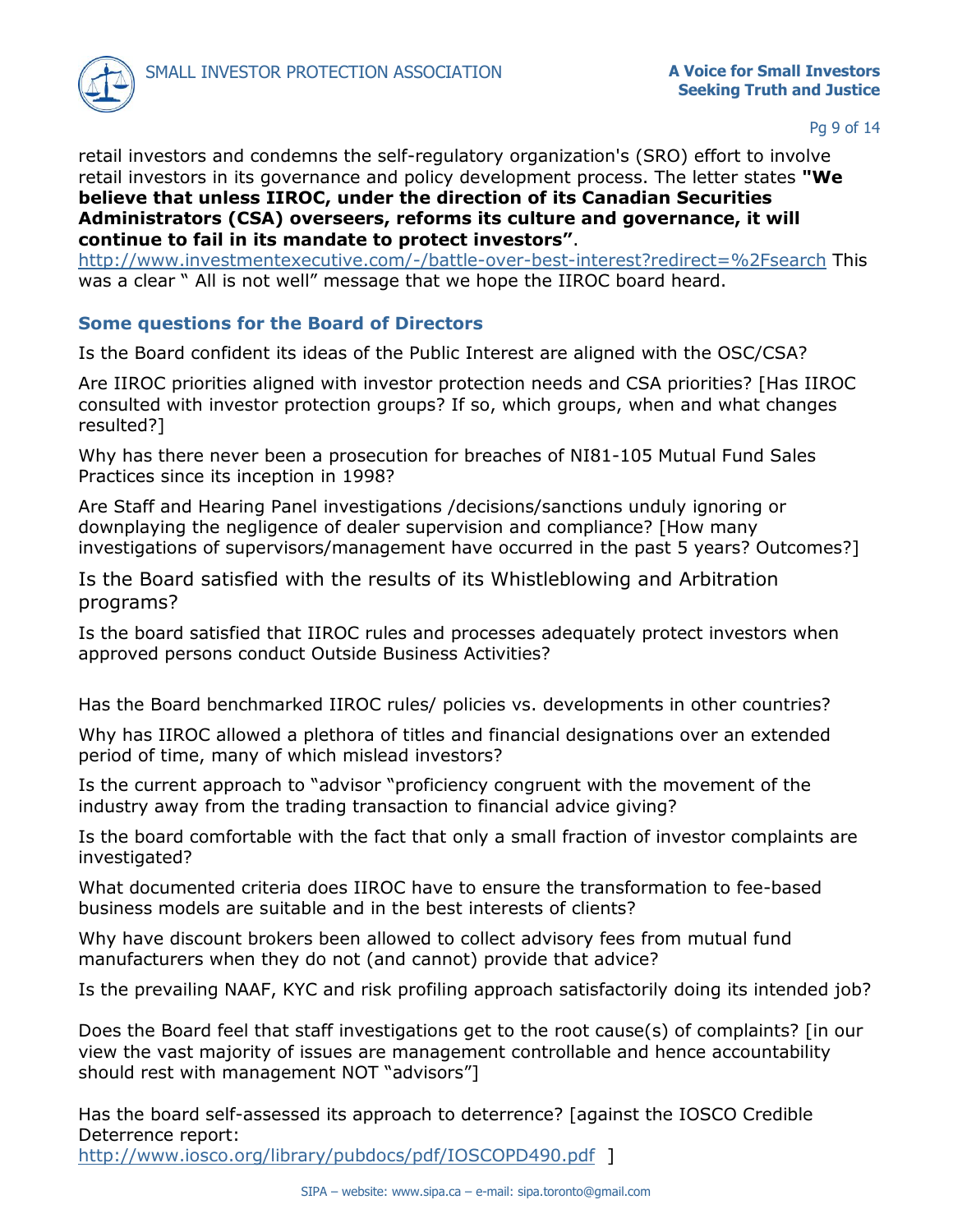retail investors and condemns the self-regulatory organization's (SRO) effort to involve retail investors in its governance and policy development process. The letter states **"We believe that unless IIROC, under the direction of its Canadian Securities Administrators (CSA) overseers, reforms its culture and governance, it will continue to fail in its mandate to protect investors"**.
http://www.investmentexecutive.com/-/battle-over-best-interest?redirect=%2Fsearch This was a clear " All is not well" message that we hope the IIROC board heard.

### Some questions for the Board of Directors

Is the Board confident its ideas of the Public Interest are aligned with the OSC/CSA?

Are IIROC priorities aligned with investor protection needs and CSA priorities? [Has IIROC consulted with investor protection groups? If so, which groups, when and what changes resulted?]

Why has there never been a prosecution for breaches of NI81-105 Mutual Fund Sales Practices since its inception in 1998?

Are Staff and Hearing Panel investigations /decisions/sanctions unduly ignoring or downplaying the negligence of dealer supervision and compliance? [How many investigations of supervisors/management have occurred in the past 5 years? Outcomes?]

Is the Board satisfied with the results of its Whistleblowing and Arbitration programs?

Is the board satisfied that IIROC rules and processes adequately protect investors when approved persons conduct Outside Business Activities?

Has the Board benchmarked IIROC rules/ policies vs. developments in other countries?

Why has IIROC allowed a plethora of titles and financial designations over an extended period of time, many of which mislead investors?

Is the current approach to "advisor "proficiency congruent with the movement of the industry away from the trading transaction to financial advice giving?

Is the board comfortable with the fact that only a small fraction of investor complaints are investigated?

What documented criteria does IIROC have to ensure the transformation to fee-based business models are suitable and in the best interests of clients?

Why have discount brokers been allowed to collect advisory fees from mutual fund manufacturers when they do not (and cannot) provide that advice?

Is the prevailing NAAF, KYC and risk profiling approach satisfactorily doing its intended job?

Does the Board feel that staff investigations get to the root cause(s) of complaints? [in our view the vast majority of issues are management controllable and hence accountability should rest with management NOT "advisors"]

Has the board self-assessed its approach to deterrence? [against the IOSCO Credible Deterrence report:
http://www.iosco.org/library/pubdocs/pdf/IOSCOPD490.pdf ]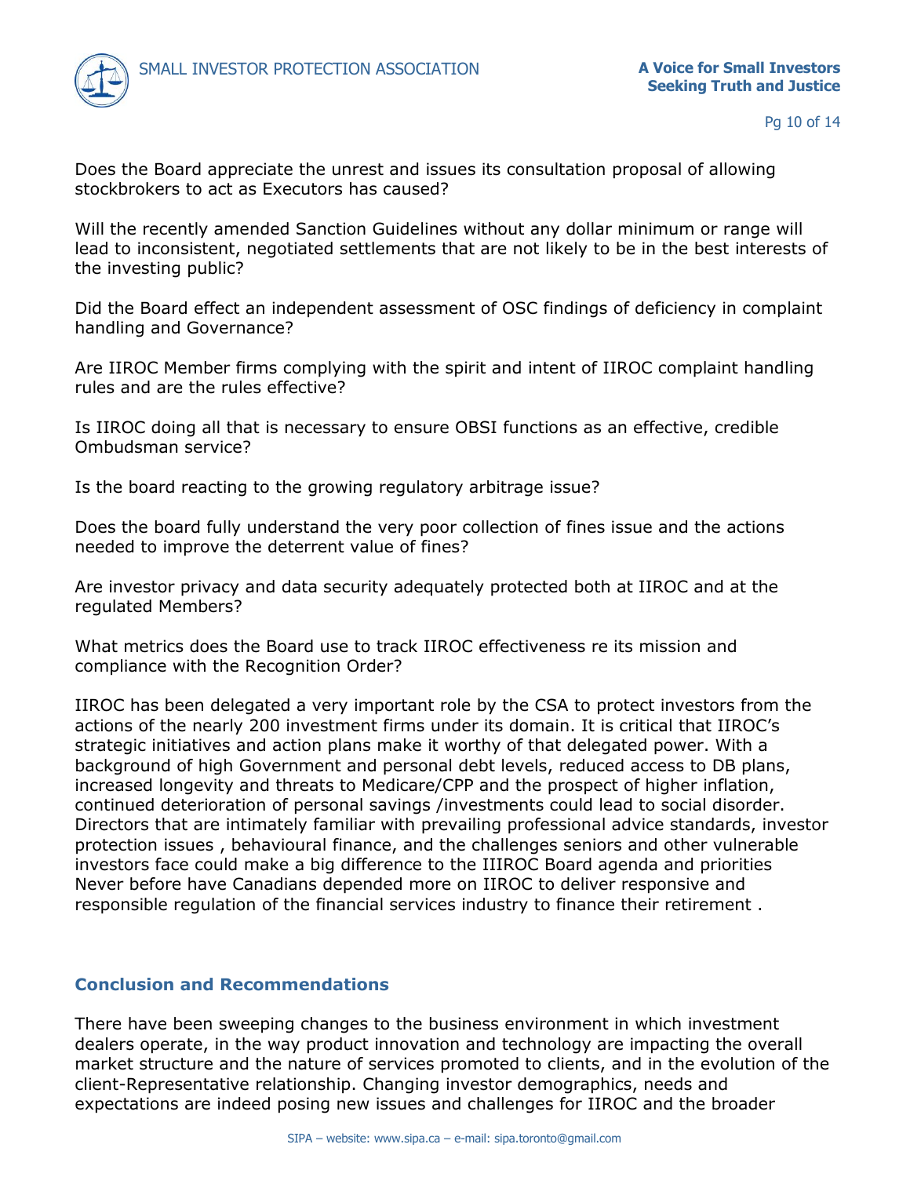Does the Board appreciate the unrest and issues its consultation proposal of allowing stockbrokers to act as Executors has caused?

Will the recently amended Sanction Guidelines without any dollar minimum or range will lead to inconsistent, negotiated settlements that are not likely to be in the best interests of the investing public?

Did the Board effect an independent assessment of OSC findings of deficiency in complaint handling and Governance?

Are IIROC Member firms complying with the spirit and intent of IIROC complaint handling rules and are the rules effective?

Is IIROC doing all that is necessary to ensure OBSI functions as an effective, credible Ombudsman service?

Is the board reacting to the growing regulatory arbitrage issue?

Does the board fully understand the very poor collection of fines issue and the actions needed to improve the deterrent value of fines?

Are investor privacy and data security adequately protected both at IIROC and at the regulated Members?

What metrics does the Board use to track IIROC effectiveness re its mission and compliance with the Recognition Order?

IIROC has been delegated a very important role by the CSA to protect investors from the actions of the nearly 200 investment firms under its domain. It is critical that IIROC's strategic initiatives and action plans make it worthy of that delegated power. With a background of high Government and personal debt levels, reduced access to DB plans, increased longevity and threats to Medicare/CPP and the prospect of higher inflation, continued deterioration of personal savings /investments could lead to social disorder. Directors that are intimately familiar with prevailing professional advice standards, investor protection issues , behavioural finance, and the challenges seniors and other vulnerable investors face could make a big difference to the IIIROC Board agenda and priorities Never before have Canadians depended more on IIROC to deliver responsive and responsible regulation of the financial services industry to finance their retirement .

## Conclusion and Recommendations

There have been sweeping changes to the business environment in which investment dealers operate, in the way product innovation and technology are impacting the overall market structure and the nature of services promoted to clients, and in the evolution of the client-Representative relationship. Changing investor demographics, needs and expectations are indeed posing new issues and challenges for IIROC and the broader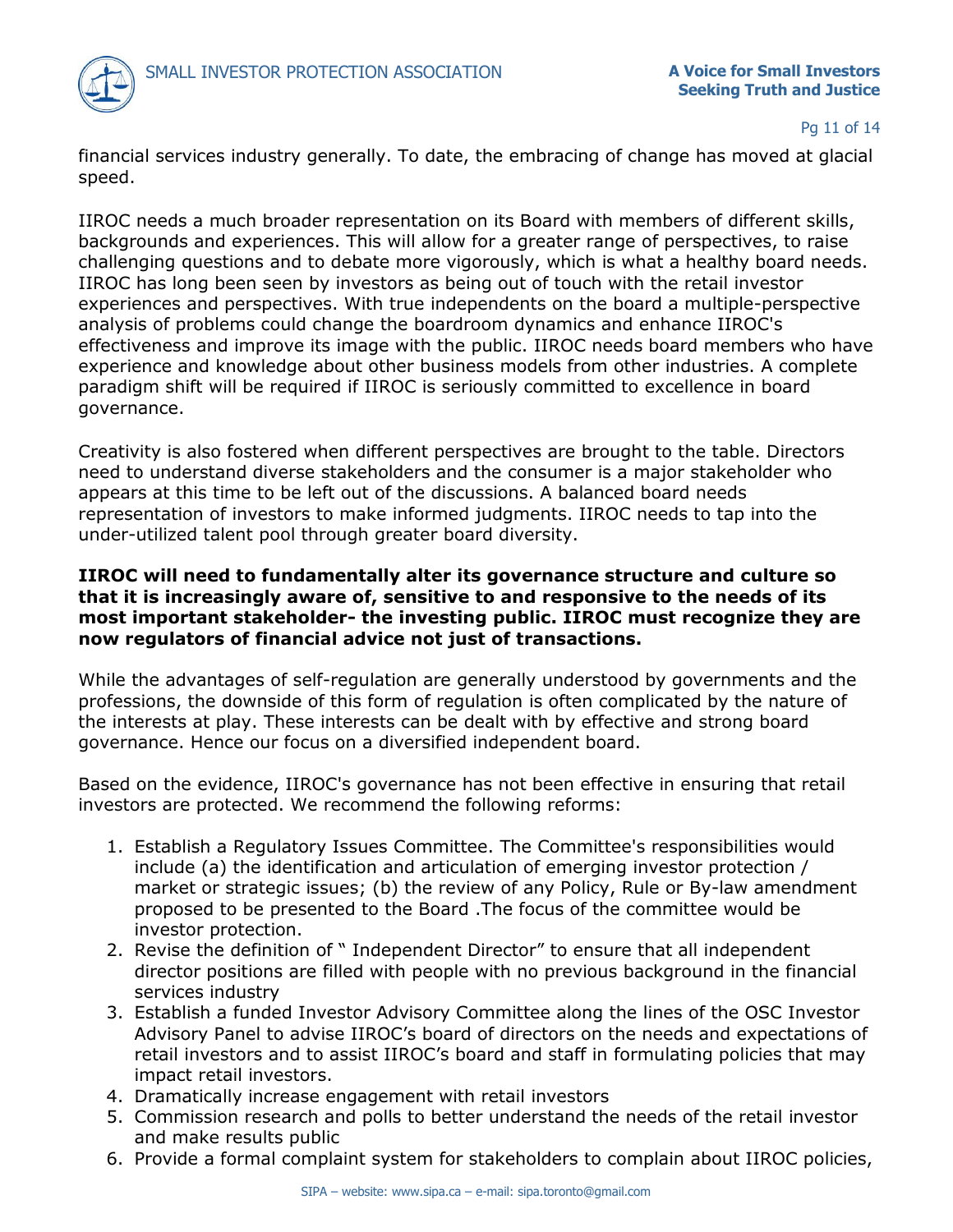financial services industry generally. To date, the embracing of change has moved at glacial speed.

IIROC needs a much broader representation on its Board with members of different skills, backgrounds and experiences. This will allow for a greater range of perspectives, to raise challenging questions and to debate more vigorously, which is what a healthy board needs. IIROC has long been seen by investors as being out of touch with the retail investor experiences and perspectives. With true independents on the board a multiple-perspective analysis of problems could change the boardroom dynamics and enhance IIROC's effectiveness and improve its image with the public. IIROC needs board members who have experience and knowledge about other business models from other industries. A complete paradigm shift will be required if IIROC is seriously committed to excellence in board governance.

Creativity is also fostered when different perspectives are brought to the table. Directors need to understand diverse stakeholders and the consumer is a major stakeholder who appears at this time to be left out of the discussions. A balanced board needs representation of investors to make informed judgments. IIROC needs to tap into the under-utilized talent pool through greater board diversity.

**IIROC will need to fundamentally alter its governance structure and culture so that it is increasingly aware of, sensitive to and responsive to the needs of its most important stakeholder- the investing public. IIROC must recognize they are now regulators of financial advice not just of transactions.**

While the advantages of self-regulation are generally understood by governments and the professions, the downside of this form of regulation is often complicated by the nature of the interests at play. These interests can be dealt with by effective and strong board governance. Hence our focus on a diversified independent board.

Based on the evidence, IIROC's governance has not been effective in ensuring that retail investors are protected. We recommend the following reforms:

1. Establish a Regulatory Issues Committee. The Committee's responsibilities would include (a) the identification and articulation of emerging investor protection / market or strategic issues; (b) the review of any Policy, Rule or By-law amendment proposed to be presented to the Board .The focus of the committee would be investor protection.
2. Revise the definition of " Independent Director" to ensure that all independent director positions are filled with people with no previous background in the financial services industry
3. Establish a funded Investor Advisory Committee along the lines of the OSC Investor Advisory Panel to advise IIROC's board of directors on the needs and expectations of retail investors and to assist IIROC's board and staff in formulating policies that may impact retail investors.
4. Dramatically increase engagement with retail investors
5. Commission research and polls to better understand the needs of the retail investor and make results public
6. Provide a formal complaint system for stakeholders to complain about IIROC policies,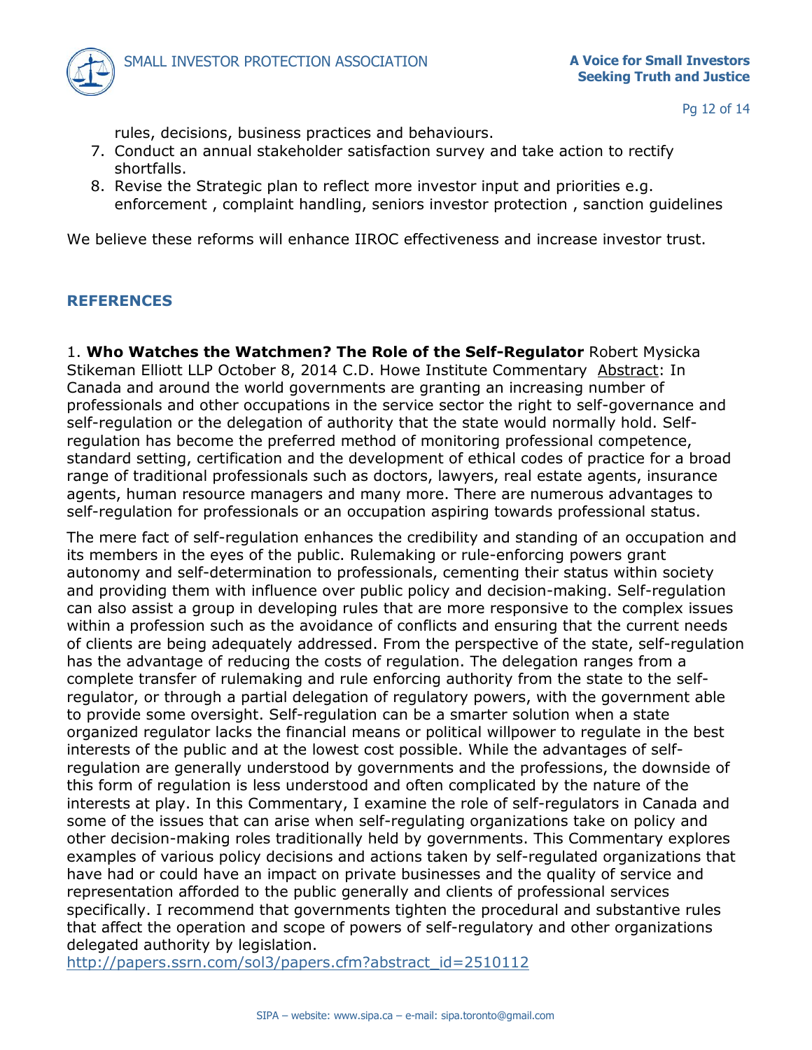rules, decisions, business practices and behaviours.

7. Conduct an annual stakeholder satisfaction survey and take action to rectify shortfalls.
8. Revise the Strategic plan to reflect more investor input and priorities e.g. enforcement , complaint handling, seniors investor protection , sanction guidelines

We believe these reforms will enhance IIROC effectiveness and increase investor trust.

## REFERENCES

1. **Who Watches the Watchmen? The Role of the Self-Regulator** Robert Mysicka Stikeman Elliott LLP October 8, 2014 C.D. Howe Institute Commentary Abstract: In Canada and around the world governments are granting an increasing number of professionals and other occupations in the service sector the right to self-governance and self-regulation or the delegation of authority that the state would normally hold. Self-regulation has become the preferred method of monitoring professional competence, standard setting, certification and the development of ethical codes of practice for a broad range of traditional professionals such as doctors, lawyers, real estate agents, insurance agents, human resource managers and many more. There are numerous advantages to self-regulation for professionals or an occupation aspiring towards professional status.

The mere fact of self-regulation enhances the credibility and standing of an occupation and its members in the eyes of the public. Rulemaking or rule-enforcing powers grant autonomy and self-determination to professionals, cementing their status within society and providing them with influence over public policy and decision-making. Self-regulation can also assist a group in developing rules that are more responsive to the complex issues within a profession such as the avoidance of conflicts and ensuring that the current needs of clients are being adequately addressed. From the perspective of the state, self-regulation has the advantage of reducing the costs of regulation. The delegation ranges from a complete transfer of rulemaking and rule enforcing authority from the state to the self-regulator, or through a partial delegation of regulatory powers, with the government able to provide some oversight. Self-regulation can be a smarter solution when a state organized regulator lacks the financial means or political willpower to regulate in the best interests of the public and at the lowest cost possible. While the advantages of self-regulation are generally understood by governments and the professions, the downside of this form of regulation is less understood and often complicated by the nature of the interests at play. In this Commentary, I examine the role of self-regulators in Canada and some of the issues that can arise when self-regulating organizations take on policy and other decision-making roles traditionally held by governments. This Commentary explores examples of various policy decisions and actions taken by self-regulated organizations that have had or could have an impact on private businesses and the quality of service and representation afforded to the public generally and clients of professional services specifically. I recommend that governments tighten the procedural and substantive rules that affect the operation and scope of powers of self-regulatory and other organizations delegated authority by legislation.
http://papers.ssrn.com/sol3/papers.cfm?abstract_id=2510112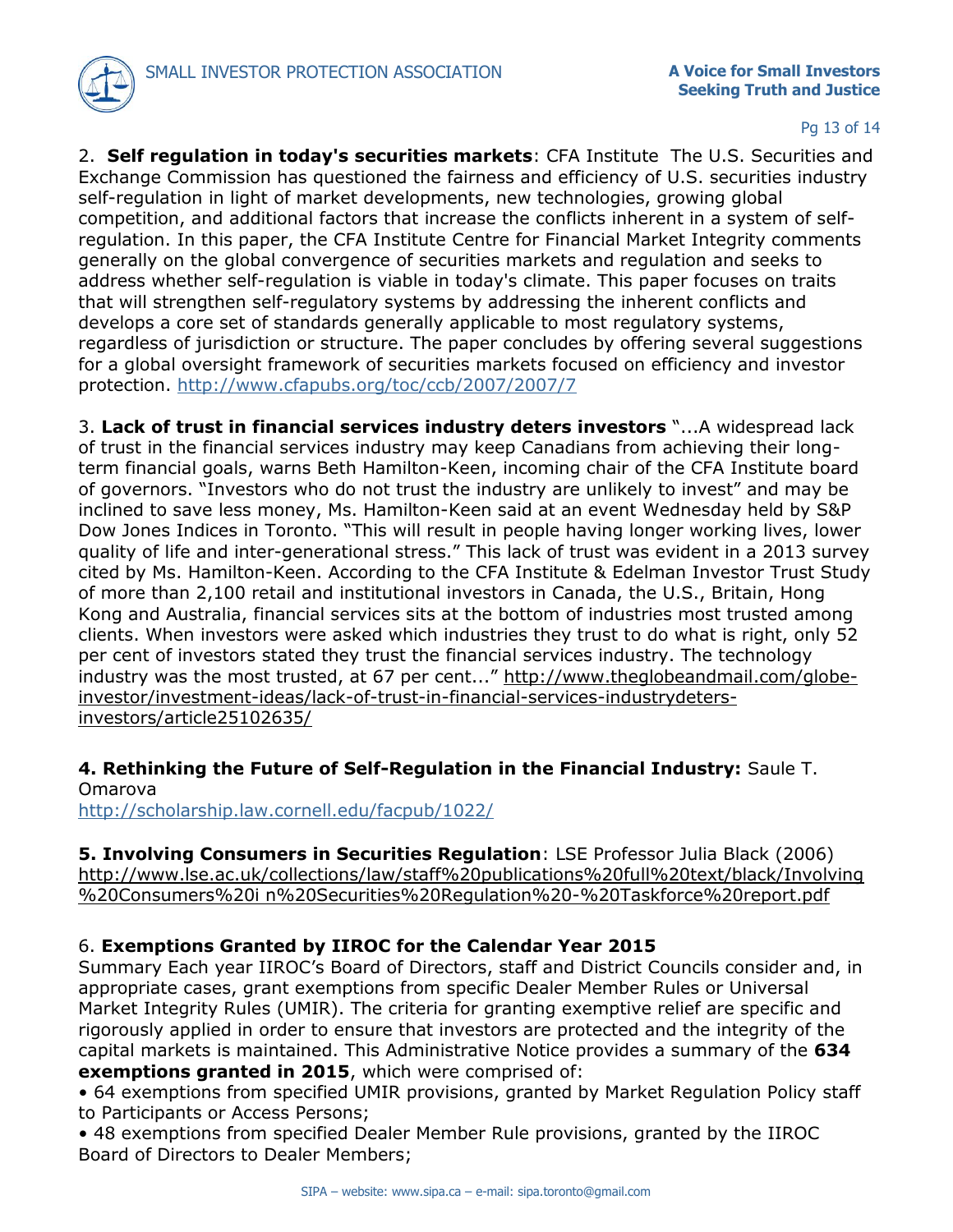2. **Self regulation in today's securities markets**: CFA Institute The U.S. Securities and Exchange Commission has questioned the fairness and efficiency of U.S. securities industry self-regulation in light of market developments, new technologies, growing global competition, and additional factors that increase the conflicts inherent in a system of self-regulation. In this paper, the CFA Institute Centre for Financial Market Integrity comments generally on the global convergence of securities markets and regulation and seeks to address whether self-regulation is viable in today's climate. This paper focuses on traits that will strengthen self-regulatory systems by addressing the inherent conflicts and develops a core set of standards generally applicable to most regulatory systems, regardless of jurisdiction or structure. The paper concludes by offering several suggestions for a global oversight framework of securities markets focused on efficiency and investor protection. http://www.cfapubs.org/toc/ccb/2007/2007/7

3. **Lack of trust in financial services industry deters investors** "...A widespread lack of trust in the financial services industry may keep Canadians from achieving their long-term financial goals, warns Beth Hamilton-Keen, incoming chair of the CFA Institute board of governors. "Investors who do not trust the industry are unlikely to invest" and may be inclined to save less money, Ms. Hamilton-Keen said at an event Wednesday held by S&P Dow Jones Indices in Toronto. "This will result in people having longer working lives, lower quality of life and inter-generational stress." This lack of trust was evident in a 2013 survey cited by Ms. Hamilton-Keen. According to the CFA Institute & Edelman Investor Trust Study of more than 2,100 retail and institutional investors in Canada, the U.S., Britain, Hong Kong and Australia, financial services sits at the bottom of industries most trusted among clients. When investors were asked which industries they trust to do what is right, only 52 per cent of investors stated they trust the financial services industry. The technology industry was the most trusted, at 67 per cent..." http://www.theglobeandmail.com/globe-investor/investment-ideas/lack-of-trust-in-financial-services-industrydeters-investors/article25102635/

**4. Rethinking the Future of Self-Regulation in the Financial Industry:** Saule T. Omarova
http://scholarship.law.cornell.edu/facpub/1022/

**5. Involving Consumers in Securities Regulation**: LSE Professor Julia Black (2006)
http://www.lse.ac.uk/collections/law/staff%20publications%20full%20text/black/Involving%20Consumers%20i n%20Securities%20Regulation%20-%20Taskforce%20report.pdf

6. **Exemptions Granted by IIROC for the Calendar Year 2015**
Summary Each year IIROC's Board of Directors, staff and District Councils consider and, in appropriate cases, grant exemptions from specific Dealer Member Rules or Universal Market Integrity Rules (UMIR). The criteria for granting exemptive relief are specific and rigorously applied in order to ensure that investors are protected and the integrity of the capital markets is maintained. This Administrative Notice provides a summary of the **634 exemptions granted in 2015**, which were comprised of:

- 64 exemptions from specified UMIR provisions, granted by Market Regulation Policy staff to Participants or Access Persons;
- 48 exemptions from specified Dealer Member Rule provisions, granted by the IIROC Board of Directors to Dealer Members;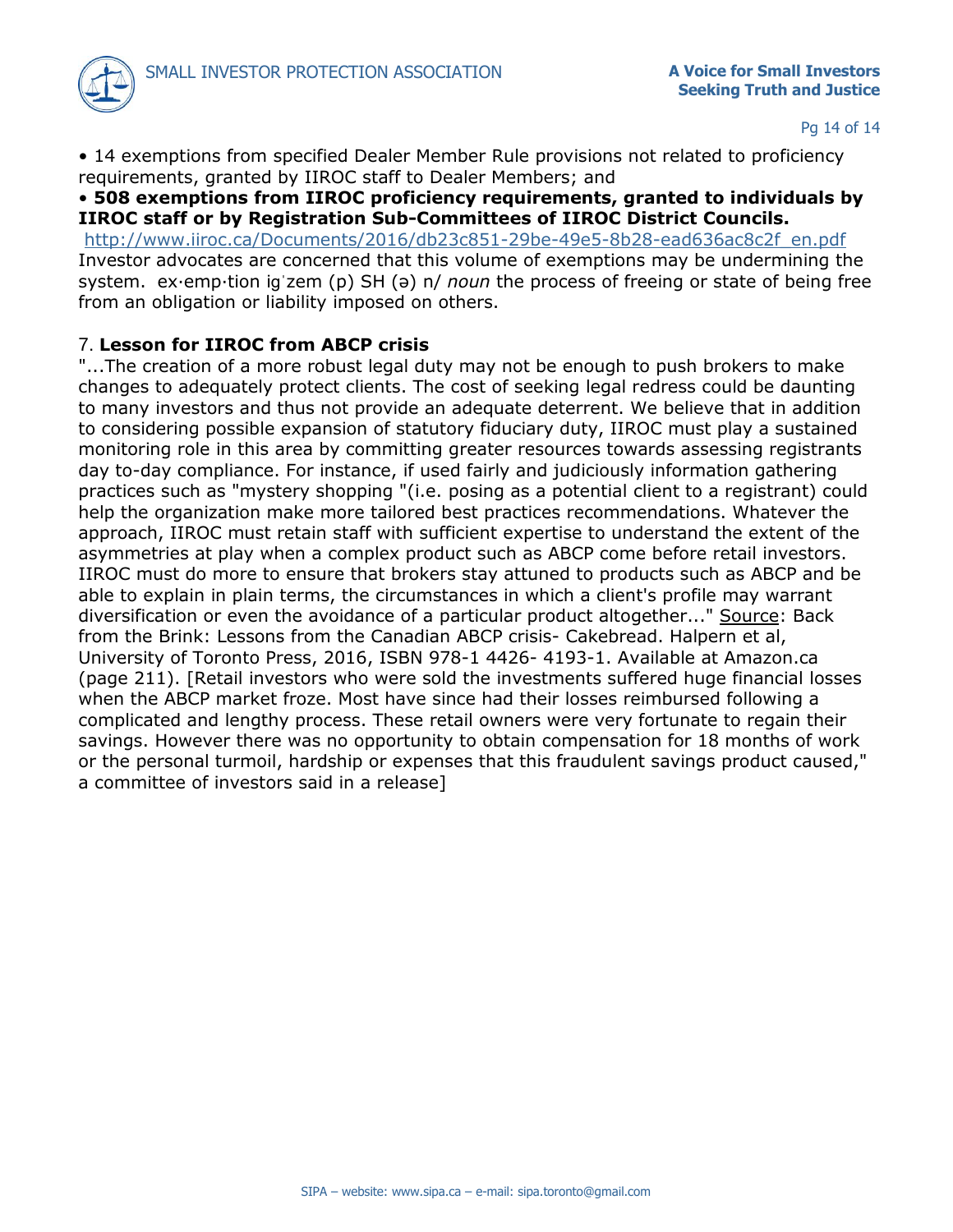• 14 exemptions from specified Dealer Member Rule provisions not related to proficiency requirements, granted by IIROC staff to Dealer Members; and

• **508 exemptions from IIROC proficiency requirements, granted to individuals by IIROC staff or by Registration Sub-Committees of IIROC District Councils.**

http://www.iiroc.ca/Documents/2016/db23c851-29be-49e5-8b28-ead636ac8c2f_en.pdf

Investor advocates are concerned that this volume of exemptions may be undermining the system. ex·emp·tion igˈzem (p) SH (ə) n/ *noun* the process of freeing or state of being free from an obligation or liability imposed on others.

7. **Lesson for IIROC from ABCP crisis**

"...The creation of a more robust legal duty may not be enough to push brokers to make changes to adequately protect clients. The cost of seeking legal redress could be daunting to many investors and thus not provide an adequate deterrent. We believe that in addition to considering possible expansion of statutory fiduciary duty, IIROC must play a sustained monitoring role in this area by committing greater resources towards assessing registrants day to-day compliance. For instance, if used fairly and judiciously information gathering practices such as "mystery shopping "(i.e. posing as a potential client to a registrant) could help the organization make more tailored best practices recommendations. Whatever the approach, IIROC must retain staff with sufficient expertise to understand the extent of the asymmetries at play when a complex product such as ABCP come before retail investors. IIROC must do more to ensure that brokers stay attuned to products such as ABCP and be able to explain in plain terms, the circumstances in which a client's profile may warrant diversification or even the avoidance of a particular product altogether..." Source: Back from the Brink: Lessons from the Canadian ABCP crisis- Cakebread. Halpern et al, University of Toronto Press, 2016, ISBN 978-1 4426- 4193-1. Available at Amazon.ca (page 211). [Retail investors who were sold the investments suffered huge financial losses when the ABCP market froze. Most have since had their losses reimbursed following a complicated and lengthy process. These retail owners were very fortunate to regain their savings. However there was no opportunity to obtain compensation for 18 months of work or the personal turmoil, hardship or expenses that this fraudulent savings product caused," a committee of investors said in a release]